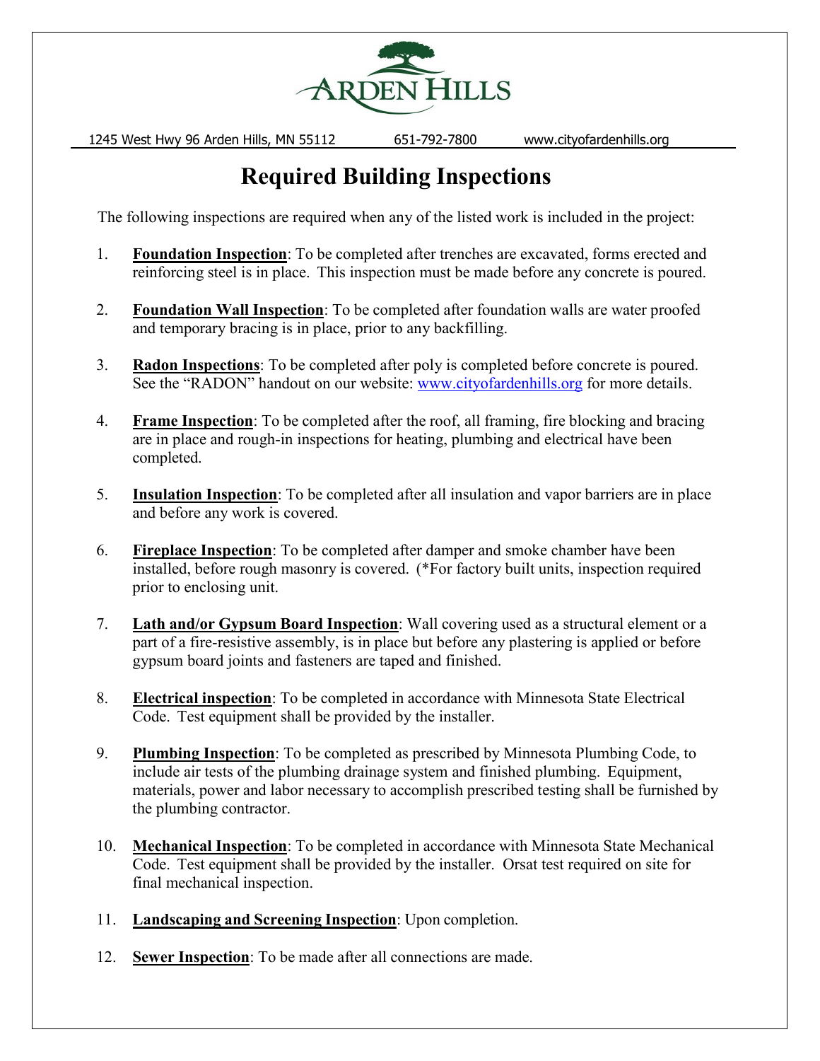ARDEN HILLS

1245 West Hwy 96 Arden Hills, MN 55112 651-792-7800 www.cityofardenhills.org

# Required Building Inspections

The following inspections are required when any of the listed work is included in the project:

1. **Foundation Inspection**: To be completed after trenches are excavated, forms erected and reinforcing steel is in place. This inspection must be made before any concrete is poured.

2. **Foundation Wall Inspection**: To be completed after foundation walls are water proofed and temporary bracing is in place, prior to any backfilling.

3. **Radon Inspections**: To be completed after poly is completed before concrete is poured. See the "RADON" handout on our website: www.cityofardenhills.org for more details.

4. **Frame Inspection**: To be completed after the roof, all framing, fire blocking and bracing are in place and rough-in inspections for heating, plumbing and electrical have been completed.

5. **Insulation Inspection**: To be completed after all insulation and vapor barriers are in place and before any work is covered.

6. **Fireplace Inspection**: To be completed after damper and smoke chamber have been installed, before rough masonry is covered. (*For factory built units, inspection required prior to enclosing unit.

7. **Lath and/or Gypsum Board Inspection**: Wall covering used as a structural element or a part of a fire-resistive assembly, is in place but before any plastering is applied or before gypsum board joints and fasteners are taped and finished.

8. **Electrical inspection**: To be completed in accordance with Minnesota State Electrical Code. Test equipment shall be provided by the installer.

9. **Plumbing Inspection**: To be completed as prescribed by Minnesota Plumbing Code, to include air tests of the plumbing drainage system and finished plumbing. Equipment, materials, power and labor necessary to accomplish prescribed testing shall be furnished by the plumbing contractor.

10. **Mechanical Inspection**: To be completed in accordance with Minnesota State Mechanical Code. Test equipment shall be provided by the installer. Orsat test required on site for final mechanical inspection.

11. **Landscaping and Screening Inspection**: Upon completion.

12. **Sewer Inspection**: To be made after all connections are made.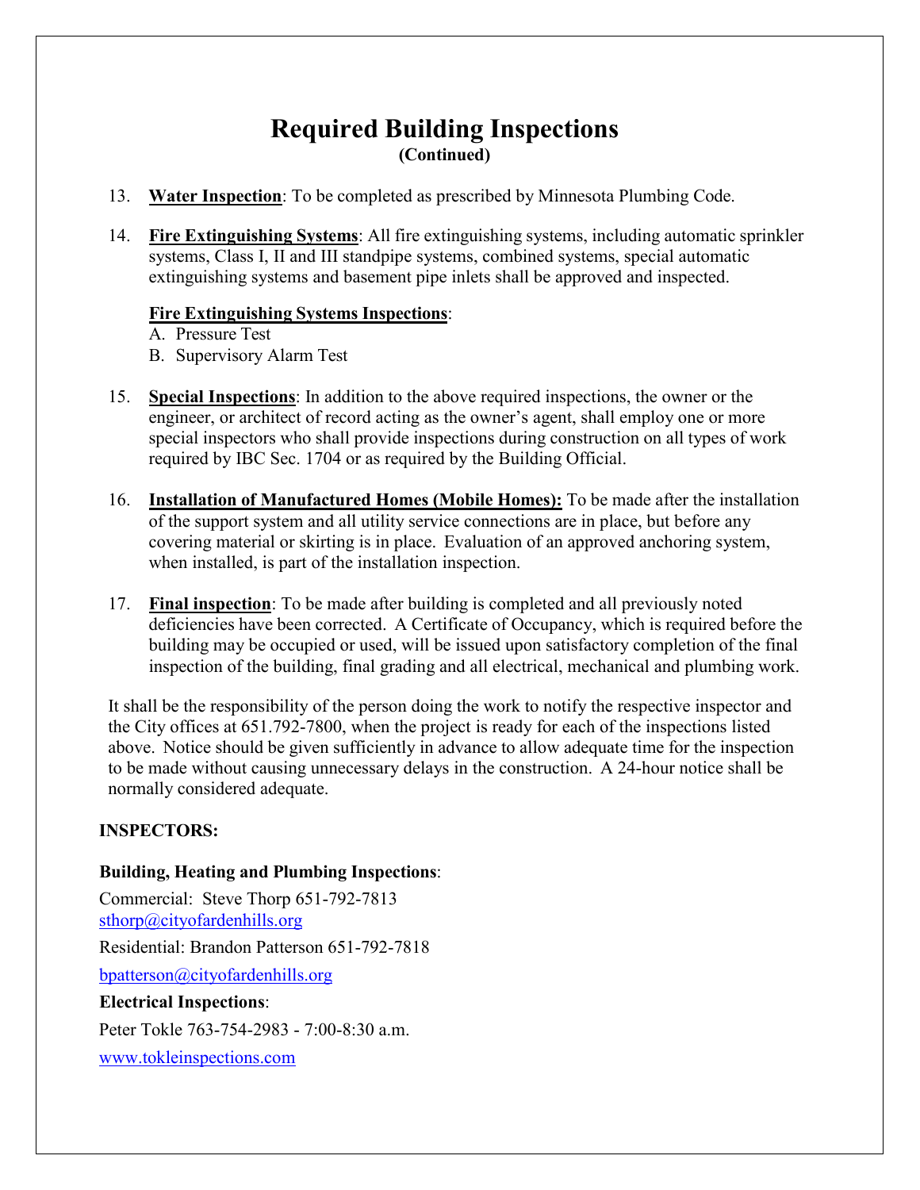# Required Building Inspections
**(Continued)**

13. **Water Inspection**: To be completed as prescribed by Minnesota Plumbing Code.

14. **Fire Extinguishing Systems**: All fire extinguishing systems, including automatic sprinkler systems, Class I, II and III standpipe systems, combined systems, special automatic extinguishing systems and basement pipe inlets shall be approved and inspected.

    **Fire Extinguishing Systems Inspections**:
    A. Pressure Test
    B. Supervisory Alarm Test

15. **Special Inspections**: In addition to the above required inspections, the owner or the engineer, or architect of record acting as the owner's agent, shall employ one or more special inspectors who shall provide inspections during construction on all types of work required by IBC Sec. 1704 or as required by the Building Official.

16. **Installation of Manufactured Homes (Mobile Homes):** To be made after the installation of the support system and all utility service connections are in place, but before any covering material or skirting is in place. Evaluation of an approved anchoring system, when installed, is part of the installation inspection.

17. **Final inspection**: To be made after building is completed and all previously noted deficiencies have been corrected. A Certificate of Occupancy, which is required before the building may be occupied or used, will be issued upon satisfactory completion of the final inspection of the building, final grading and all electrical, mechanical and plumbing work.

It shall be the responsibility of the person doing the work to notify the respective inspector and the City offices at 651.792-7800, when the project is ready for each of the inspections listed above. Notice should be given sufficiently in advance to allow adequate time for the inspection to be made without causing unnecessary delays in the construction. A 24-hour notice shall be normally considered adequate.

**INSPECTORS:**

**Building, Heating and Plumbing Inspections**:

Commercial: Steve Thorp 651-792-7813
sthorp@cityofardenhills.org

Residential: Brandon Patterson 651-792-7818

bpatterson@cityofardenhills.org

**Electrical Inspections**:

Peter Tokle 763-754-2983 - 7:00-8:30 a.m.

www.tokleinspections.com